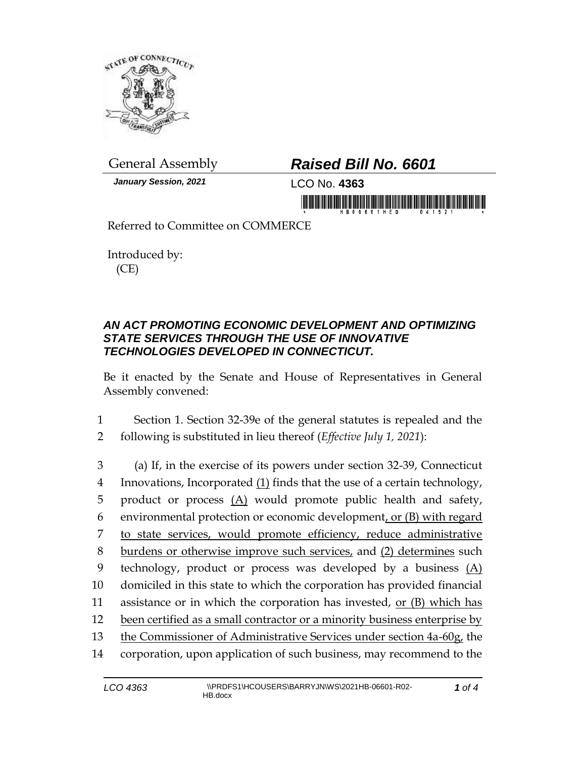General Assembly

***Raised Bill No. 6601***

***January Session, 2021***

LCO No. **4363**

Referred to Committee on COMMERCE

Introduced by:
(CE)

## ***AN ACT PROMOTING ECONOMIC DEVELOPMENT AND OPTIMIZING STATE SERVICES THROUGH THE USE OF INNOVATIVE TECHNOLOGIES DEVELOPED IN CONNECTICUT.***

Be it enacted by the Senate and House of Representatives in General Assembly convened:

1 Section 1. Section 32-39e of the general statutes is repealed and the
2 following is substituted in lieu thereof (*Effective July 1, 2021*):

3 (a) If, in the exercise of its powers under section 32-39, Connecticut
4 Innovations, Incorporated <u>(1)</u> finds that the use of a certain technology,
5 product or process <u>(A)</u> would promote public health and safety,
6 environmental protection or economic development<u>, or (B) with regard</u>
7 <u>to state services, would promote efficiency, reduce administrative</u>
8 <u>burdens or otherwise improve such services,</u> and <u>(2) determines</u> such
9 technology, product or process was developed by a business <u>(A)</u>
10 domiciled in this state to which the corporation has provided financial
11 assistance or in which the corporation has invested, <u>or (B) which has</u>
12 <u>been certified as a small contractor or a minority business enterprise by</u>
13 <u>the Commissioner of Administrative Services under section 4a-60g,</u> the
14 corporation, upon application of such business, may recommend to the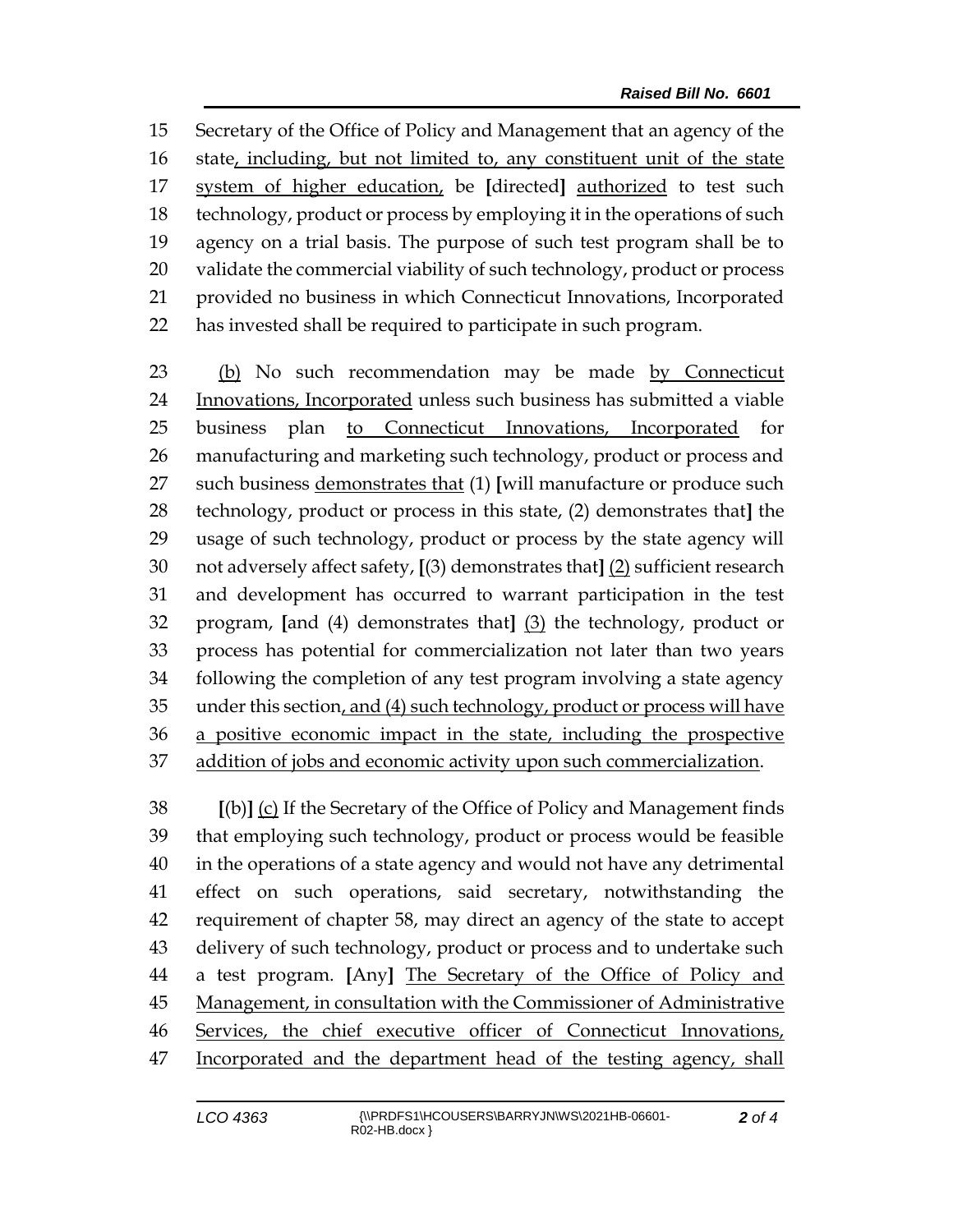15 Secretary of the Office of Policy and Management that an agency of the
16 state<u>, including, but not limited to, any constituent unit of the state</u>
17 <u>system of higher education,</u> be **[**directed**]** <u>authorized</u> to test such
18 technology, product or process by employing it in the operations of such
19 agency on a trial basis. The purpose of such test program shall be to
20 validate the commercial viability of such technology, product or process
21 provided no business in which Connecticut Innovations, Incorporated
22 has invested shall be required to participate in such program.

23 <u>(b)</u> No such recommendation may be made <u>by Connecticut</u>
24 <u>Innovations, Incorporated</u> unless such business has submitted a viable
25 business plan <u>to Connecticut Innovations, Incorporated</u> for
26 manufacturing and marketing such technology, product or process and
27 such business <u>demonstrates that</u> (1) **[**will manufacture or produce such
28 technology, product or process in this state, (2) demonstrates that**]** the
29 usage of such technology, product or process by the state agency will
30 not adversely affect safety, **[**(3) demonstrates that**]** <u>(2)</u> sufficient research
31 and development has occurred to warrant participation in the test
32 program, **[**and (4) demonstrates that**]** <u>(3)</u> the technology, product or
33 process has potential for commercialization not later than two years
34 following the completion of any test program involving a state agency
35 under this section<u>, and (4) such technology, product or process will have</u>
36 <u>a positive economic impact in the state, including the prospective</u>
37 <u>addition of jobs and economic activity upon such commercialization</u>.

38 **[**(b)**]** <u>(c)</u> If the Secretary of the Office of Policy and Management finds
39 that employing such technology, product or process would be feasible
40 in the operations of a state agency and would not have any detrimental
41 effect on such operations, said secretary, notwithstanding the
42 requirement of chapter 58, may direct an agency of the state to accept
43 delivery of such technology, product or process and to undertake such
44 a test program. **[**Any**]** <u>The Secretary of the Office of Policy and</u>
45 <u>Management, in consultation with the Commissioner of Administrative</u>
46 <u>Services, the chief executive officer of Connecticut Innovations,</u>
47 <u>Incorporated and the department head of the testing agency, shall</u>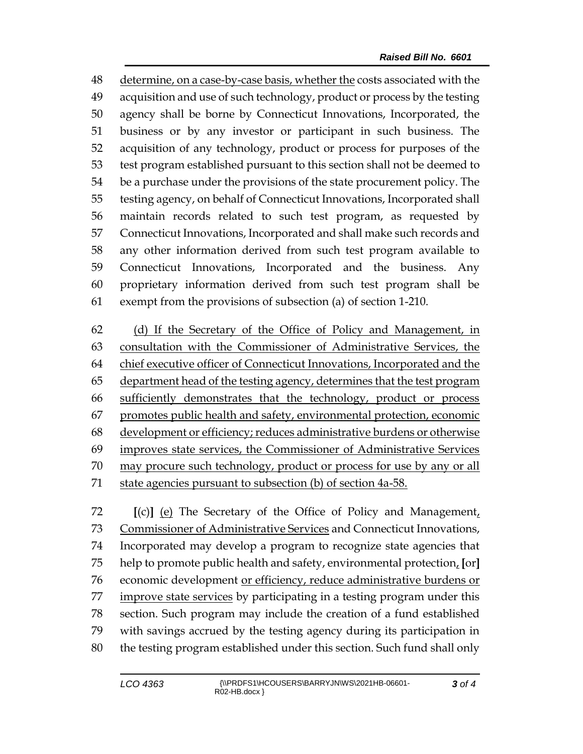48 determine, on a case-by-case basis, whether the costs associated with the
49 acquisition and use of such technology, product or process by the testing
50 agency shall be borne by Connecticut Innovations, Incorporated, the
51 business or by any investor or participant in such business. The
52 acquisition of any technology, product or process for purposes of the
53 test program established pursuant to this section shall not be deemed to
54 be a purchase under the provisions of the state procurement policy. The
55 testing agency, on behalf of Connecticut Innovations, Incorporated shall
56 maintain records related to such test program, as requested by
57 Connecticut Innovations, Incorporated and shall make such records and
58 any other information derived from such test program available to
59 Connecticut Innovations, Incorporated and the business. Any
60 proprietary information derived from such test program shall be
61 exempt from the provisions of subsection (a) of section 1-210.

62 (d) If the Secretary of the Office of Policy and Management, in
63 consultation with the Commissioner of Administrative Services, the
64 chief executive officer of Connecticut Innovations, Incorporated and the
65 department head of the testing agency, determines that the test program
66 sufficiently demonstrates that the technology, product or process
67 promotes public health and safety, environmental protection, economic
68 development or efficiency; reduces administrative burdens or otherwise
69 improves state services, the Commissioner of Administrative Services
70 may procure such technology, product or process for use by any or all
71 state agencies pursuant to subsection (b) of section 4a-58.

72 [(c)] (e) The Secretary of the Office of Policy and Management,
73 Commissioner of Administrative Services and Connecticut Innovations,
74 Incorporated may develop a program to recognize state agencies that
75 help to promote public health and safety, environmental protection, [or]
76 economic development or efficiency, reduce administrative burdens or
77 improve state services by participating in a testing program under this
78 section. Such program may include the creation of a fund established
79 with savings accrued by the testing agency during its participation in
80 the testing program established under this section. Such fund shall only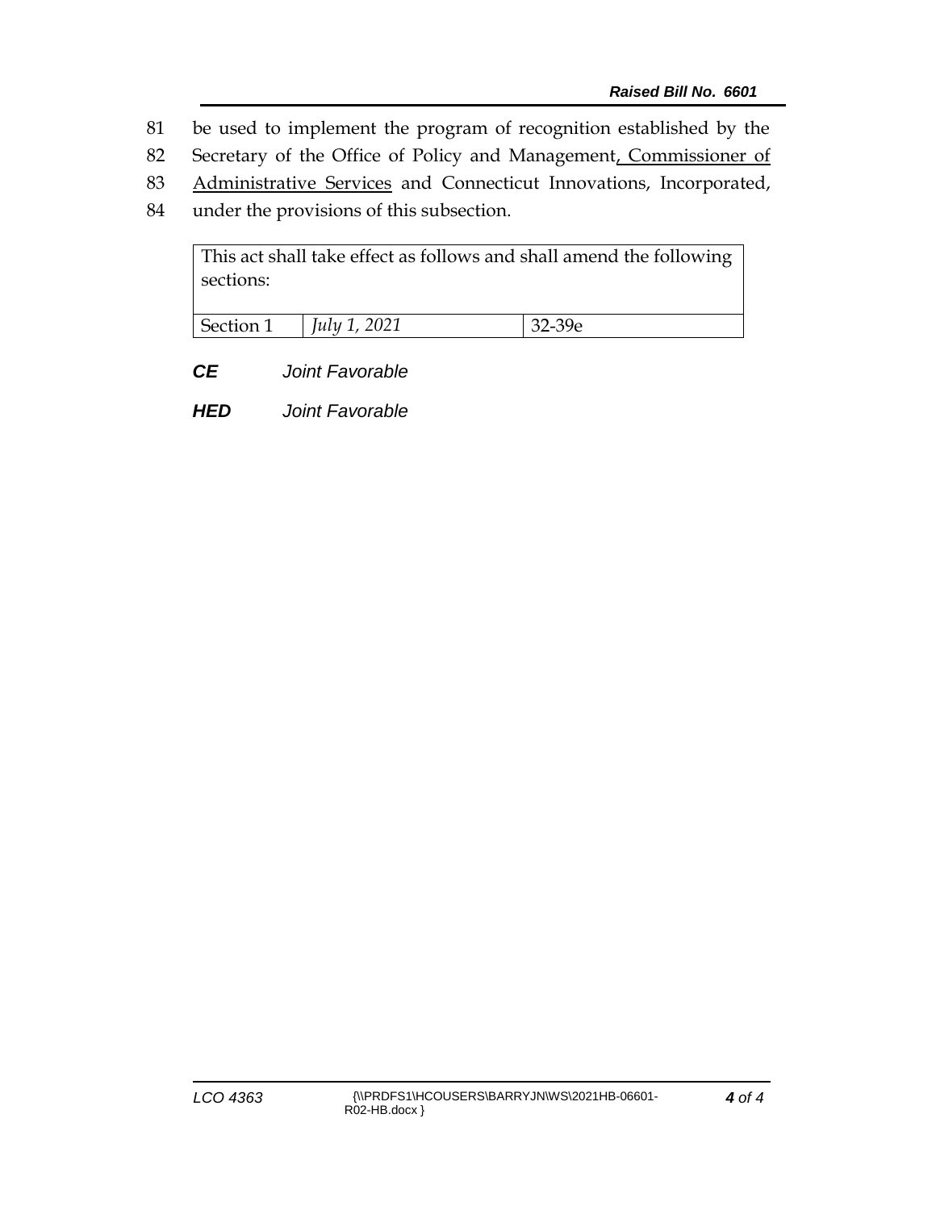81 be used to implement the program of recognition established by the
82 Secretary of the Office of Policy and Management, Commissioner of
83 Administrative Services and Connecticut Innovations, Incorporated,
84 under the provisions of this subsection.

| This act shall take effect as follows and shall amend the following sections: | | |
|---|---|---|
| Section 1 | *July 1, 2021* | 32-39e |

***CE*** *Joint Favorable*

***HED*** *Joint Favorable*